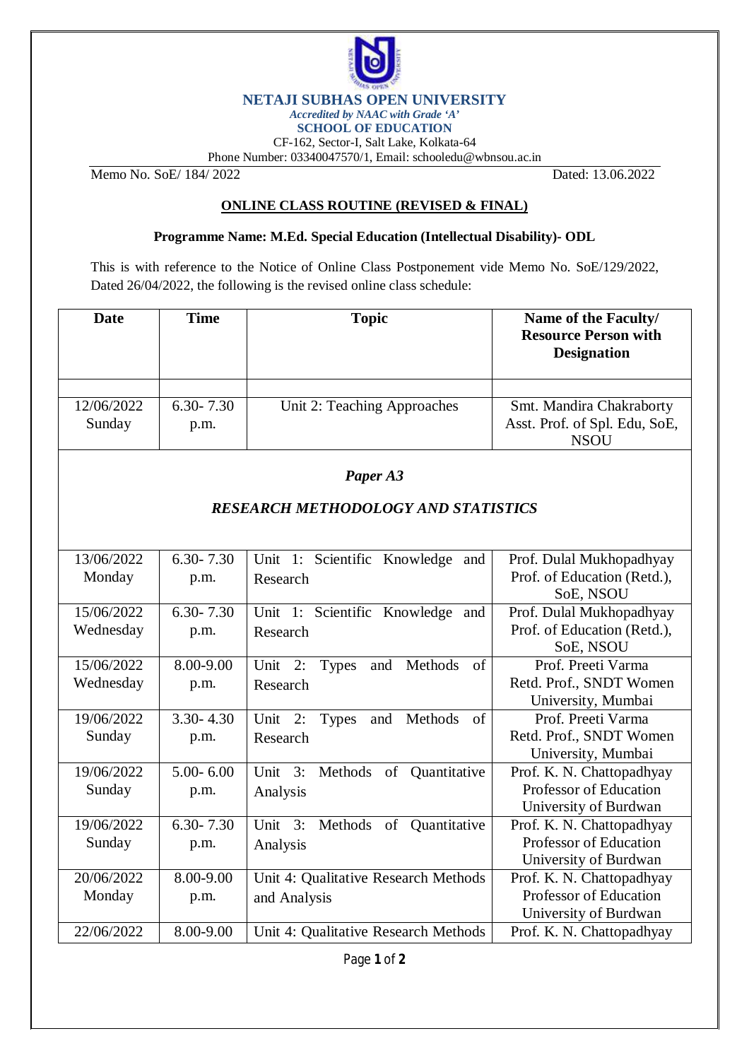# NETAJI SUBHAS OPEN UNIVERSITY

*Accredited by NAAC with Grade 'A'*

**SCHOOL OF EDUCATION**

CF-162, Sector-I, Salt Lake, Kolkata-64

Phone Number: 03340047570/1, Email: schooledu@wbnsou.ac.in

Memo No. SoE/ 184/ 2022 Dated: 13.06.2022

## ONLINE CLASS ROUTINE (REVISED & FINAL)

**Programme Name: M.Ed. Special Education (Intellectual Disability)- ODL**

This is with reference to the Notice of Online Class Postponement vide Memo No. SoE/129/2022, Dated 26/04/2022, the following is the revised online class schedule:

| Date | Time | Topic | Name of the Faculty/ Resource Person with Designation |
|---|---|---|---|
| | | | |
| 12/06/2022 Sunday | 6.30- 7.30 p.m. | Unit 2: Teaching Approaches | Smt. Mandira Chakraborty Asst. Prof. of Spl. Edu, SoE, NSOU |
| *Paper A3* *RESEARCH METHODOLOGY AND STATISTICS* | | | |
| 13/06/2022 Monday | 6.30- 7.30 p.m. | Unit 1: Scientific Knowledge and Research | Prof. Dulal Mukhopadhyay Prof. of Education (Retd.), SoE, NSOU |
| 15/06/2022 Wednesday | 6.30- 7.30 p.m. | Unit 1: Scientific Knowledge and Research | Prof. Dulal Mukhopadhyay Prof. of Education (Retd.), SoE, NSOU |
| 15/06/2022 Wednesday | 8.00-9.00 p.m. | Unit 2: Types and Methods of Research | Prof. Preeti Varma Retd. Prof., SNDT Women University, Mumbai |
| 19/06/2022 Sunday | 3.30- 4.30 p.m. | Unit 2: Types and Methods of Research | Prof. Preeti Varma Retd. Prof., SNDT Women University, Mumbai |
| 19/06/2022 Sunday | 5.00- 6.00 p.m. | Unit 3: Methods of Quantitative Analysis | Prof. K. N. Chattopadhyay Professor of Education University of Burdwan |
| 19/06/2022 Sunday | 6.30- 7.30 p.m. | Unit 3: Methods of Quantitative Analysis | Prof. K. N. Chattopadhyay Professor of Education University of Burdwan |
| 20/06/2022 Monday | 8.00-9.00 p.m. | Unit 4: Qualitative Research Methods and Analysis | Prof. K. N. Chattopadhyay Professor of Education University of Burdwan |
| 22/06/2022 | 8.00-9.00 | Unit 4: Qualitative Research Methods | Prof. K. N. Chattopadhyay |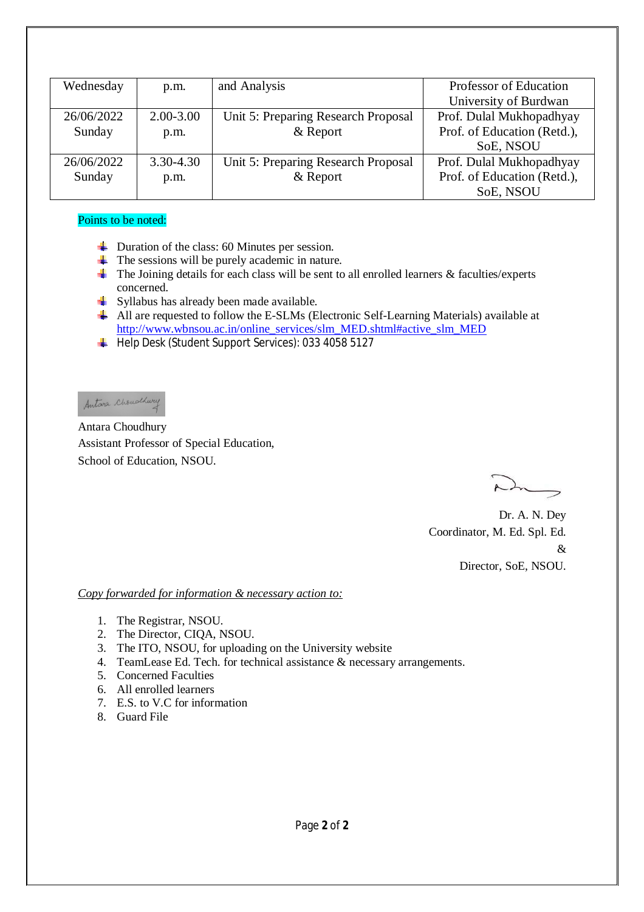| | | | |
|---|---|---|---|
| Wednesday | p.m. | and Analysis | Professor of Education University of Burdwan |
| 26/06/2022 Sunday | 2.00-3.00 p.m. | Unit 5: Preparing Research Proposal & Report | Prof. Dulal Mukhopadhyay Prof. of Education (Retd.), SoE, NSOU |
| 26/06/2022 Sunday | 3.30-4.30 p.m. | Unit 5: Preparing Research Proposal & Report | Prof. Dulal Mukhopadhyay Prof. of Education (Retd.), SoE, NSOU |

Points to be noted:

- Duration of the class: 60 Minutes per session.
- The sessions will be purely academic in nature.
- The Joining details for each class will be sent to all enrolled learners & faculties/experts concerned.
- Syllabus has already been made available.
- All are requested to follow the E-SLMs (Electronic Self-Learning Materials) available at http://www.wbnsou.ac.in/online_services/slm_MED.shtml#active_slm_MED
- Help Desk (Student Support Services): 033 4058 5127

Antara Choudhury
Assistant Professor of Special Education,
School of Education, NSOU.

Dr. A. N. Dey
Coordinator, M. Ed. Spl. Ed.
&
Director, SoE, NSOU.

*Copy forwarded for information & necessary action to:*

1. The Registrar, NSOU.
2. The Director, CIQA, NSOU.
3. The ITO, NSOU, for uploading on the University website
4. TeamLease Ed. Tech. for technical assistance & necessary arrangements.
5. Concerned Faculties
6. All enrolled learners
7. E.S. to V.C for information
8. Guard File